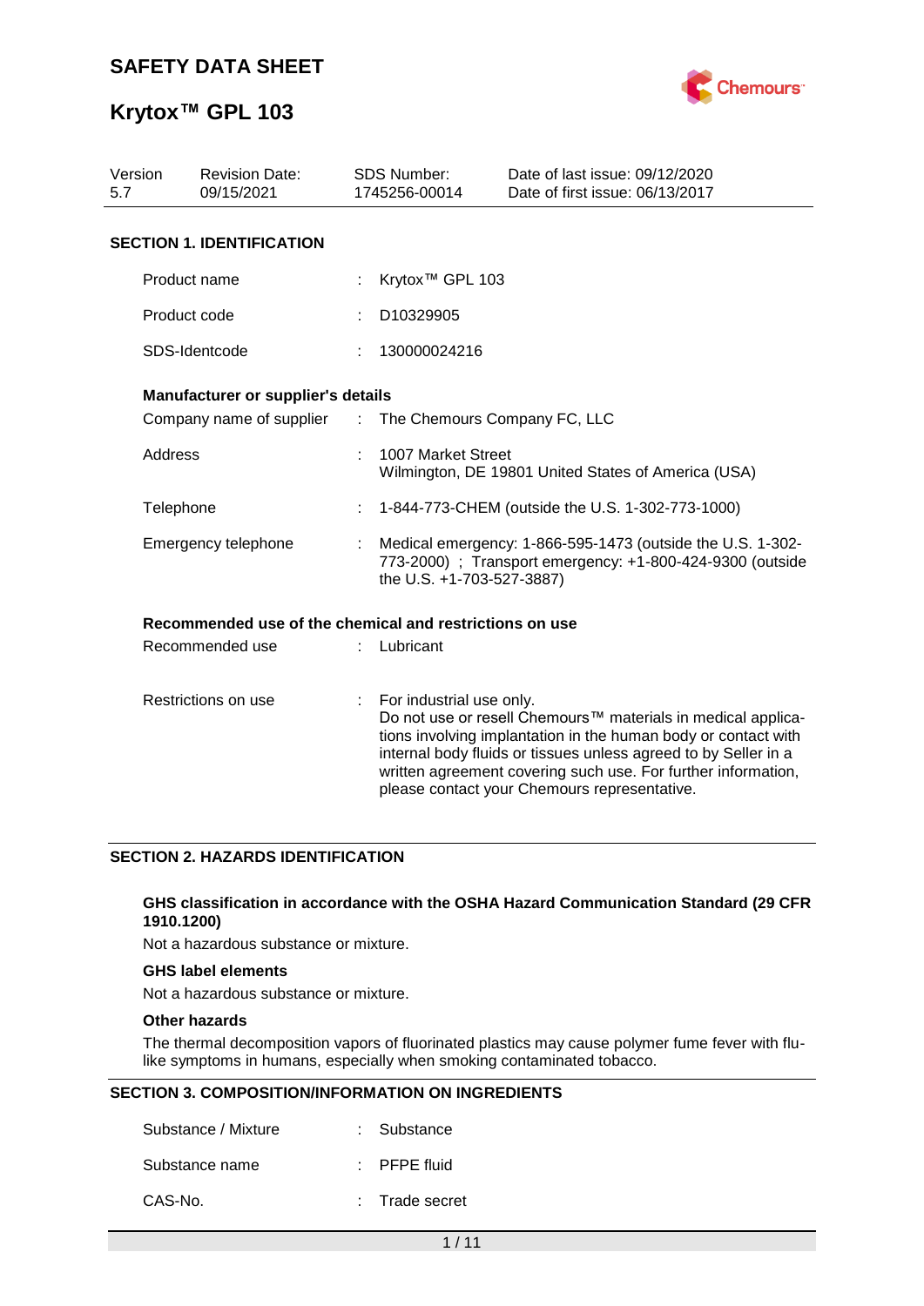# SAFETY DATA SHEET

# Krytox™ GPL 103

| Version | Revision Date: | SDS Number: | Date of last issue: 09/12/2020 |
|---|---|---|---|
| 5.7 | 09/15/2021 | 1745256-00014 | Date of first issue: 06/13/2017 |

## SECTION 1. IDENTIFICATION

| | | |
|---|---|---|
| Product name | : | Krytox™ GPL 103 |
| Product code | : | D10329905 |
| SDS-Identcode | : | 130000024216 |

### Manufacturer or supplier's details

| | | |
|---|---|---|
| Company name of supplier | : | The Chemours Company FC, LLC |
| Address | : | 1007 Market Street<br>Wilmington, DE 19801 United States of America (USA) |
| Telephone | : | 1-844-773-CHEM (outside the U.S. 1-302-773-1000) |
| Emergency telephone | : | Medical emergency: 1-866-595-1473 (outside the U.S. 1-302-773-2000) ; Transport emergency: +1-800-424-9300 (outside the U.S. +1-703-527-3887) |

### Recommended use of the chemical and restrictions on use

| | | |
|---|---|---|
| Recommended use | : | Lubricant |
| Restrictions on use | : | For industrial use only.<br>Do not use or resell Chemours™ materials in medical applications involving implantation in the human body or contact with internal body fluids or tissues unless agreed to by Seller in a written agreement covering such use. For further information, please contact your Chemours representative. |

## SECTION 2. HAZARDS IDENTIFICATION

**GHS classification in accordance with the OSHA Hazard Communication Standard (29 CFR 1910.1200)**

Not a hazardous substance or mixture.

**GHS label elements**

Not a hazardous substance or mixture.

**Other hazards**

The thermal decomposition vapors of fluorinated plastics may cause polymer fume fever with flu-like symptoms in humans, especially when smoking contaminated tobacco.

## SECTION 3. COMPOSITION/INFORMATION ON INGREDIENTS

| | | |
|---|---|---|
| Substance / Mixture | : | Substance |
| Substance name | : | PFPE fluid |
| CAS-No. | : | Trade secret |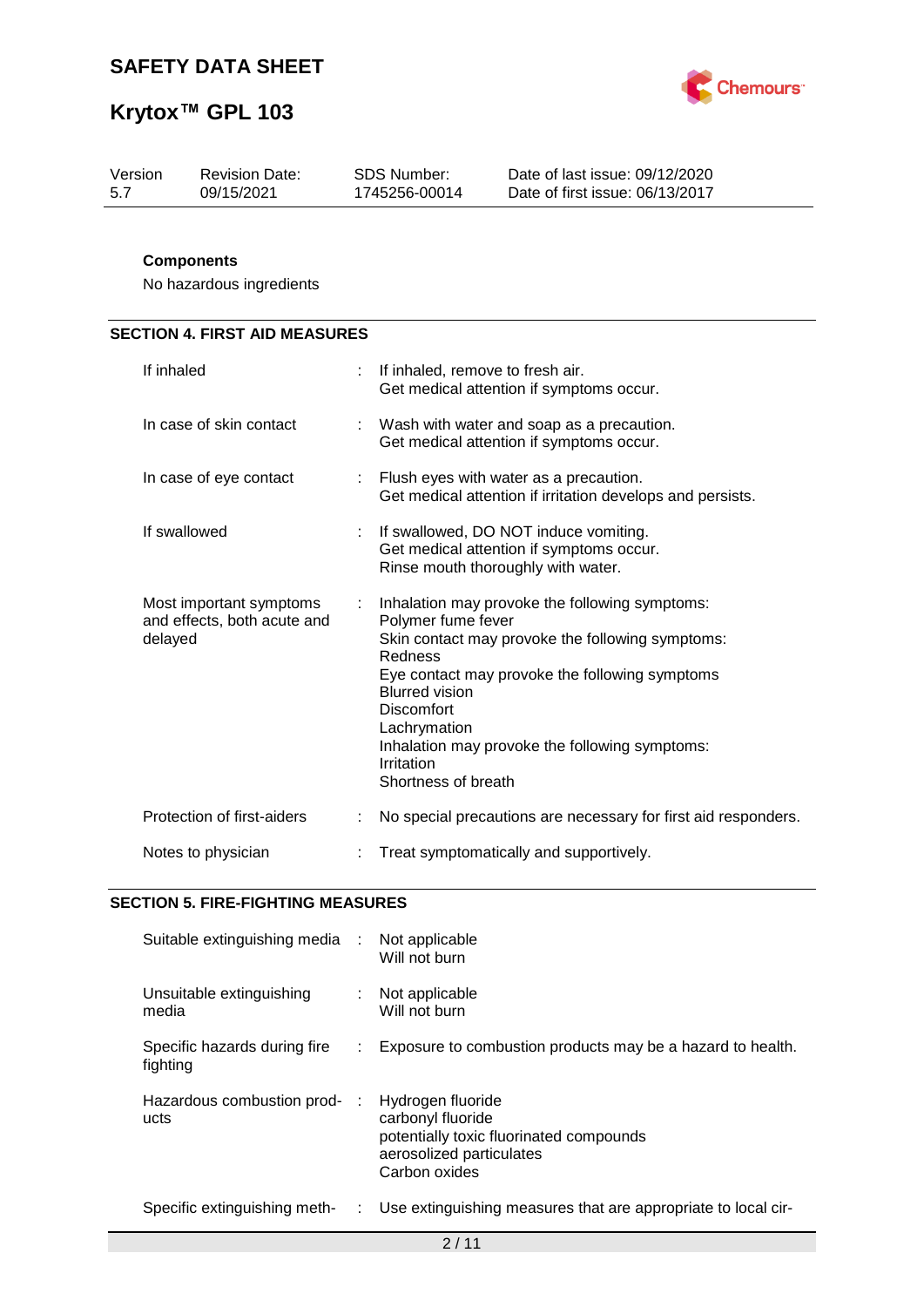| Version | Revision Date: | SDS Number: | Date of last issue: 09/12/2020 |
| --- | --- | --- | --- |
| 5.7 | 09/15/2021 | 1745256-00014 | Date of first issue: 06/13/2017 |

**Components**

No hazardous ingredients

## SECTION 4. FIRST AID MEASURES

| | | |
| --- | --- | --- |
| If inhaled | : | If inhaled, remove to fresh air.<br>Get medical attention if symptoms occur. |
| In case of skin contact | : | Wash with water and soap as a precaution.<br>Get medical attention if symptoms occur. |
| In case of eye contact | : | Flush eyes with water as a precaution.<br>Get medical attention if irritation develops and persists. |
| If swallowed | : | If swallowed, DO NOT induce vomiting.<br>Get medical attention if symptoms occur.<br>Rinse mouth thoroughly with water. |
| Most important symptoms and effects, both acute and delayed | : | Inhalation may provoke the following symptoms:<br>Polymer fume fever<br>Skin contact may provoke the following symptoms:<br>Redness<br>Eye contact may provoke the following symptoms<br>Blurred vision<br>Discomfort<br>Lachrymation<br>Inhalation may provoke the following symptoms:<br>Irritation<br>Shortness of breath |
| Protection of first-aiders | : | No special precautions are necessary for first aid responders. |
| Notes to physician | : | Treat symptomatically and supportively. |

## SECTION 5. FIRE-FIGHTING MEASURES

| | | |
| --- | --- | --- |
| Suitable extinguishing media | : | Not applicable<br>Will not burn |
| Unsuitable extinguishing media | : | Not applicable<br>Will not burn |
| Specific hazards during fire fighting | : | Exposure to combustion products may be a hazard to health. |
| Hazardous combustion products | : | Hydrogen fluoride<br>carbonyl fluoride<br>potentially toxic fluorinated compounds<br>aerosolized particulates<br>Carbon oxides |
| Specific extinguishing meth- | : | Use extinguishing measures that are appropriate to local cir- |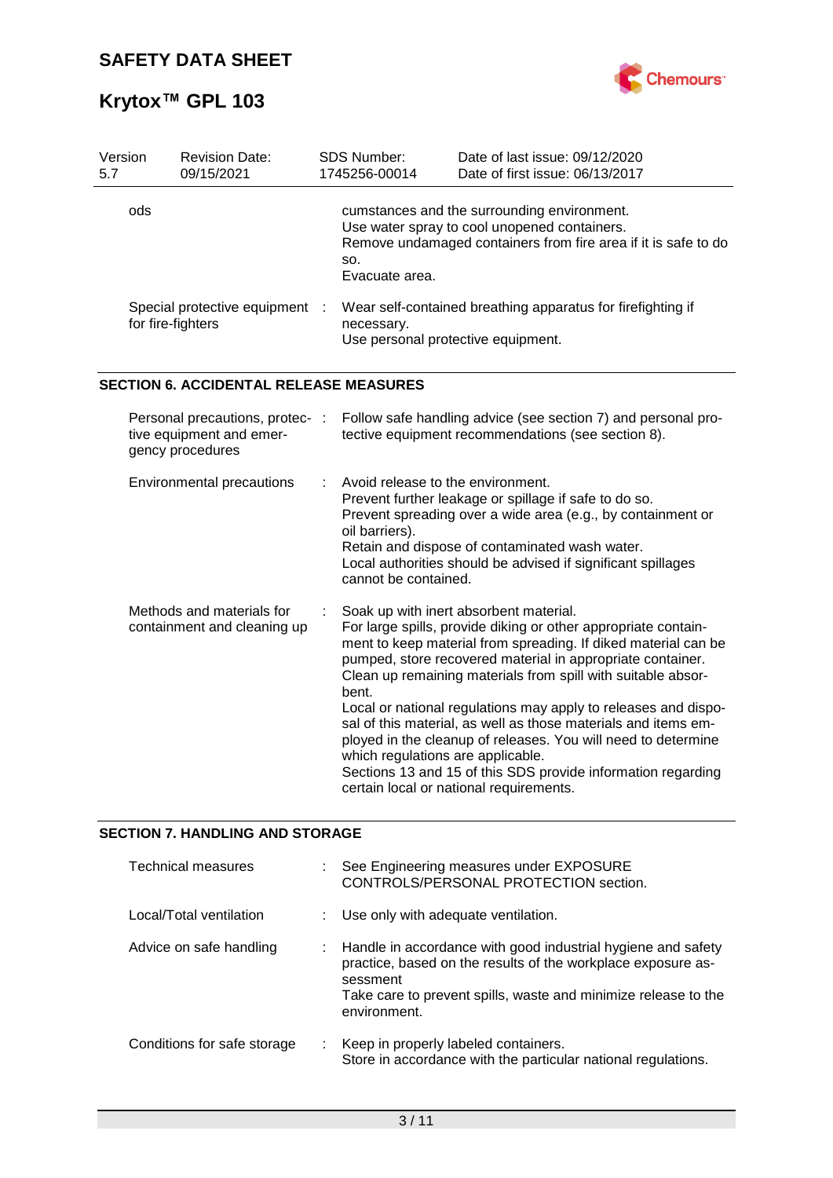| | |
|---|---|
| ods | cumstances and the surrounding environment.<br>Use water spray to cool unopened containers.<br>Remove undamaged containers from fire area if it is safe to do so.<br>Evacuate area. |
| Special protective equipment for fire-fighters | : Wear self-contained breathing apparatus for firefighting if necessary.<br>Use personal protective equipment. |

## SECTION 6. ACCIDENTAL RELEASE MEASURES

| | |
|---|---|
| Personal precautions, protective equipment and emergency procedures | : Follow safe handling advice (see section 7) and personal protective equipment recommendations (see section 8). |
| Environmental precautions | : Avoid release to the environment.<br>Prevent further leakage or spillage if safe to do so.<br>Prevent spreading over a wide area (e.g., by containment or oil barriers).<br>Retain and dispose of contaminated wash water.<br>Local authorities should be advised if significant spillages cannot be contained. |
| Methods and materials for containment and cleaning up | : Soak up with inert absorbent material.<br>For large spills, provide diking or other appropriate containment to keep material from spreading. If diked material can be pumped, store recovered material in appropriate container.<br>Clean up remaining materials from spill with suitable absorbent.<br>Local or national regulations may apply to releases and disposal of this material, as well as those materials and items employed in the cleanup of releases. You will need to determine which regulations are applicable.<br>Sections 13 and 15 of this SDS provide information regarding certain local or national requirements. |

## SECTION 7. HANDLING AND STORAGE

| | |
|---|---|
| Technical measures | : See Engineering measures under EXPOSURE CONTROLS/PERSONAL PROTECTION section. |
| Local/Total ventilation | : Use only with adequate ventilation. |
| Advice on safe handling | : Handle in accordance with good industrial hygiene and safety practice, based on the results of the workplace exposure assessment<br>Take care to prevent spills, waste and minimize release to the environment. |
| Conditions for safe storage | : Keep in properly labeled containers.<br>Store in accordance with the particular national regulations. |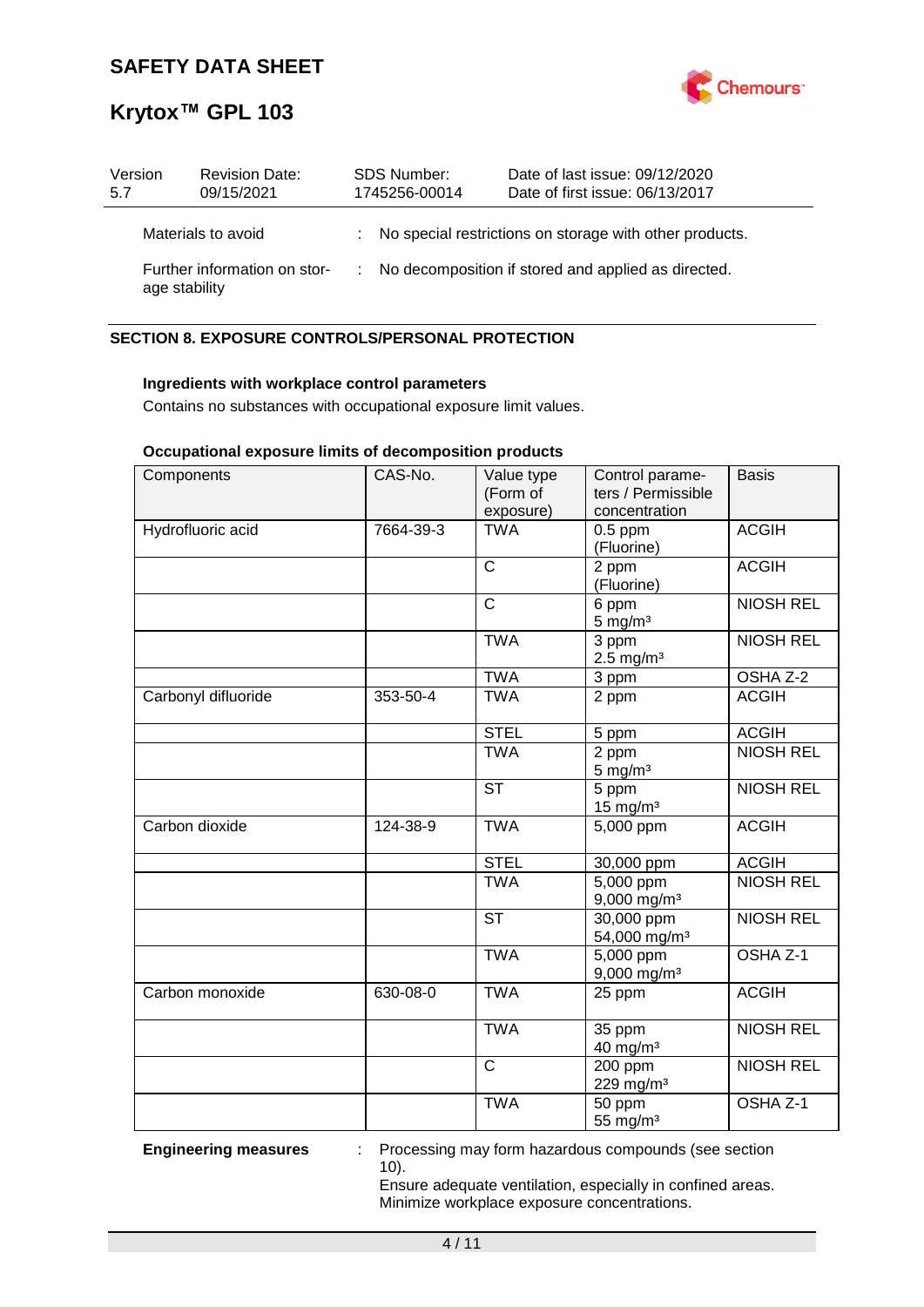| Materials to avoid | : | No special restrictions on storage with other products. |
|---|---|---|
| Further information on storage stability | : | No decomposition if stored and applied as directed. |

## SECTION 8. EXPOSURE CONTROLS/PERSONAL PROTECTION

**Ingredients with workplace control parameters**

Contains no substances with occupational exposure limit values.

**Occupational exposure limits of decomposition products**

| Components | CAS-No. | Value type (Form of exposure) | Control parameters / Permissible concentration | Basis |
|---|---|---|---|---|
| Hydrofluoric acid | 7664-39-3 | TWA | 0.5 ppm (Fluorine) | ACGIH |
| | | C | 2 ppm (Fluorine) | ACGIH |
| | | C | 6 ppm 5 mg/m³ | NIOSH REL |
| | | TWA | 3 ppm 2.5 mg/m³ | NIOSH REL |
| | | TWA | 3 ppm | OSHA Z-2 |
| Carbonyl difluoride | 353-50-4 | TWA | 2 ppm | ACGIH |
| | | STEL | 5 ppm | ACGIH |
| | | TWA | 2 ppm 5 mg/m³ | NIOSH REL |
| | | ST | 5 ppm 15 mg/m³ | NIOSH REL |
| Carbon dioxide | 124-38-9 | TWA | 5,000 ppm | ACGIH |
| | | STEL | 30,000 ppm | ACGIH |
| | | TWA | 5,000 ppm 9,000 mg/m³ | NIOSH REL |
| | | ST | 30,000 ppm 54,000 mg/m³ | NIOSH REL |
| | | TWA | 5,000 ppm 9,000 mg/m³ | OSHA Z-1 |
| Carbon monoxide | 630-08-0 | TWA | 25 ppm | ACGIH |
| | | TWA | 35 ppm 40 mg/m³ | NIOSH REL |
| | | C | 200 ppm 229 mg/m³ | NIOSH REL |
| | | TWA | 50 ppm 55 mg/m³ | OSHA Z-1 |

**Engineering measures** : Processing may form hazardous compounds (see section 10).
Ensure adequate ventilation, especially in confined areas.
Minimize workplace exposure concentrations.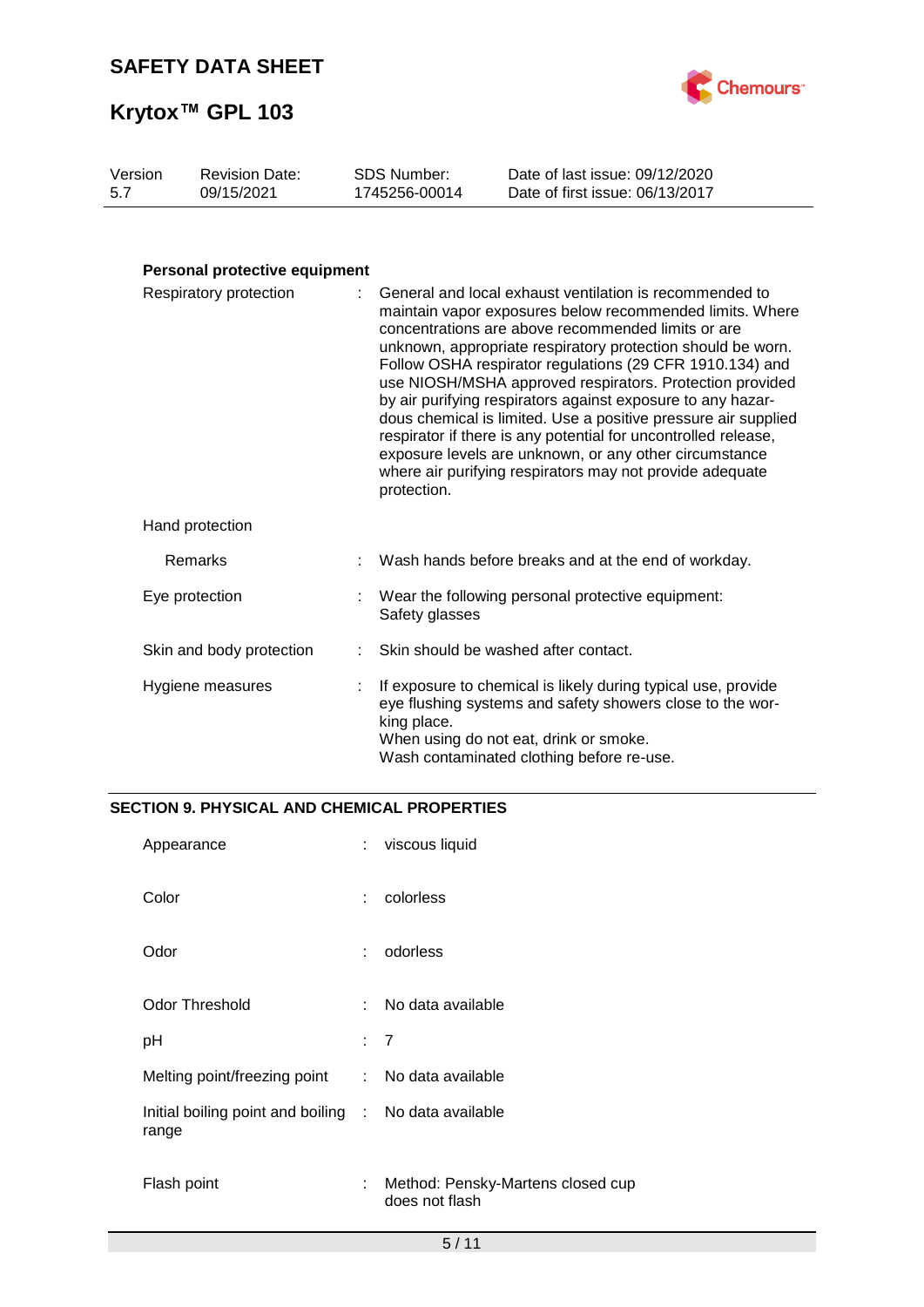**Personal protective equipment**

| | | |
|---|---|---|
| Respiratory protection | : | General and local exhaust ventilation is recommended to maintain vapor exposures below recommended limits. Where concentrations are above recommended limits or are unknown, appropriate respiratory protection should be worn. Follow OSHA respirator regulations (29 CFR 1910.134) and use NIOSH/MSHA approved respirators. Protection provided by air purifying respirators against exposure to any hazardous chemical is limited. Use a positive pressure air supplied respirator if there is any potential for uncontrolled release, exposure levels are unknown, or any other circumstance where air purifying respirators may not provide adequate protection. |
| Hand protection | | |
| Remarks | : | Wash hands before breaks and at the end of workday. |
| Eye protection | : | Wear the following personal protective equipment: Safety glasses |
| Skin and body protection | : | Skin should be washed after contact. |
| Hygiene measures | : | If exposure to chemical is likely during typical use, provide eye flushing systems and safety showers close to the working place. When using do not eat, drink or smoke. Wash contaminated clothing before re-use. |

## SECTION 9. PHYSICAL AND CHEMICAL PROPERTIES

| | | |
|---|---|---|
| Appearance | : | viscous liquid |
| Color | : | colorless |
| Odor | : | odorless |
| Odor Threshold | : | No data available |
| pH | : | 7 |
| Melting point/freezing point | : | No data available |
| Initial boiling point and boiling range | : | No data available |
| Flash point | : | Method: Pensky-Martens closed cup does not flash |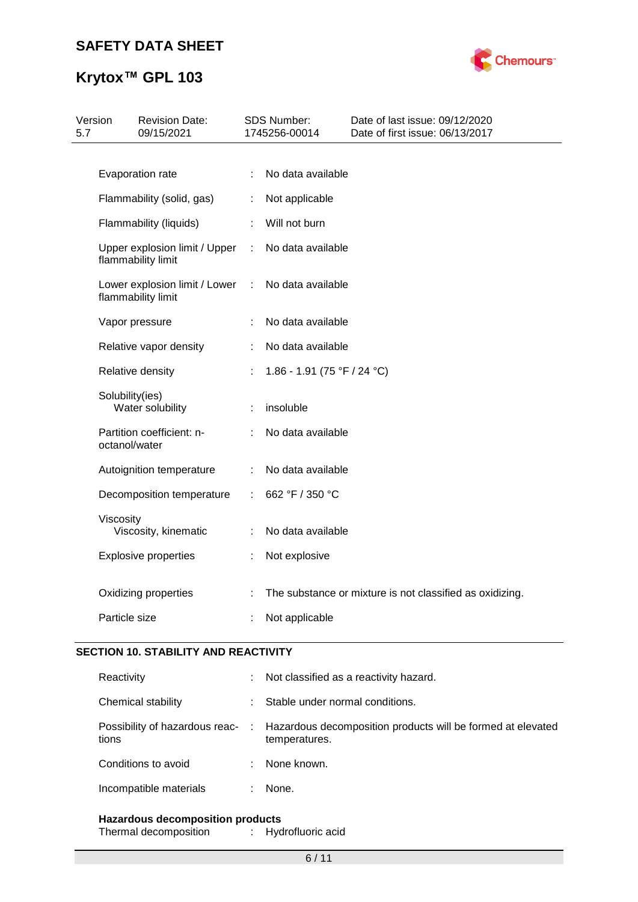| Property | | Value |
|---|---|---|
| Evaporation rate | : | No data available |
| Flammability (solid, gas) | : | Not applicable |
| Flammability (liquids) | : | Will not burn |
| Upper explosion limit / Upper flammability limit | : | No data available |
| Lower explosion limit / Lower flammability limit | : | No data available |
| Vapor pressure | : | No data available |
| Relative vapor density | : | No data available |
| Relative density | : | 1.86 - 1.91 (75 °F / 24 °C) |
| Solubility(ies) | | |
| Water solubility | : | insoluble |
| Partition coefficient: n-octanol/water | : | No data available |
| Autoignition temperature | : | No data available |
| Decomposition temperature | : | 662 °F / 350 °C |
| Viscosity | | |
| Viscosity, kinematic | : | No data available |
| Explosive properties | : | Not explosive |
| Oxidizing properties | : | The substance or mixture is not classified as oxidizing. |
| Particle size | : | Not applicable |

## SECTION 10. STABILITY AND REACTIVITY

| Property | | Value |
|---|---|---|
| Reactivity | : | Not classified as a reactivity hazard. |
| Chemical stability | : | Stable under normal conditions. |
| Possibility of hazardous reactions | : | Hazardous decomposition products will be formed at elevated temperatures. |
| Conditions to avoid | : | None known. |
| Incompatible materials | : | None. |

**Hazardous decomposition products**

| Property | | Value |
|---|---|---|
| Thermal decomposition | : | Hydrofluoric acid |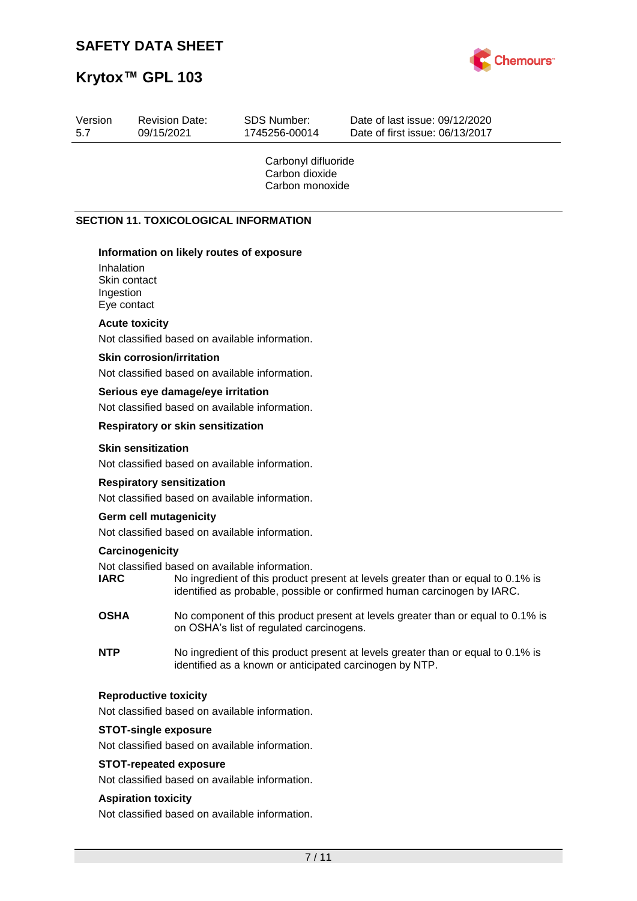Carbonyl difluoride
Carbon dioxide
Carbon monoxide

## SECTION 11. TOXICOLOGICAL INFORMATION

**Information on likely routes of exposure**

Inhalation
Skin contact
Ingestion
Eye contact

**Acute toxicity**

Not classified based on available information.

**Skin corrosion/irritation**

Not classified based on available information.

**Serious eye damage/eye irritation**

Not classified based on available information.

**Respiratory or skin sensitization**

**Skin sensitization**

Not classified based on available information.

**Respiratory sensitization**

Not classified based on available information.

**Germ cell mutagenicity**

Not classified based on available information.

**Carcinogenicity**

Not classified based on available information.

**IARC** No ingredient of this product present at levels greater than or equal to 0.1% is identified as probable, possible or confirmed human carcinogen by IARC.

**OSHA** No component of this product present at levels greater than or equal to 0.1% is on OSHA's list of regulated carcinogens.

**NTP** No ingredient of this product present at levels greater than or equal to 0.1% is identified as a known or anticipated carcinogen by NTP.

**Reproductive toxicity**

Not classified based on available information.

**STOT-single exposure**

Not classified based on available information.

**STOT-repeated exposure**

Not classified based on available information.

**Aspiration toxicity**

Not classified based on available information.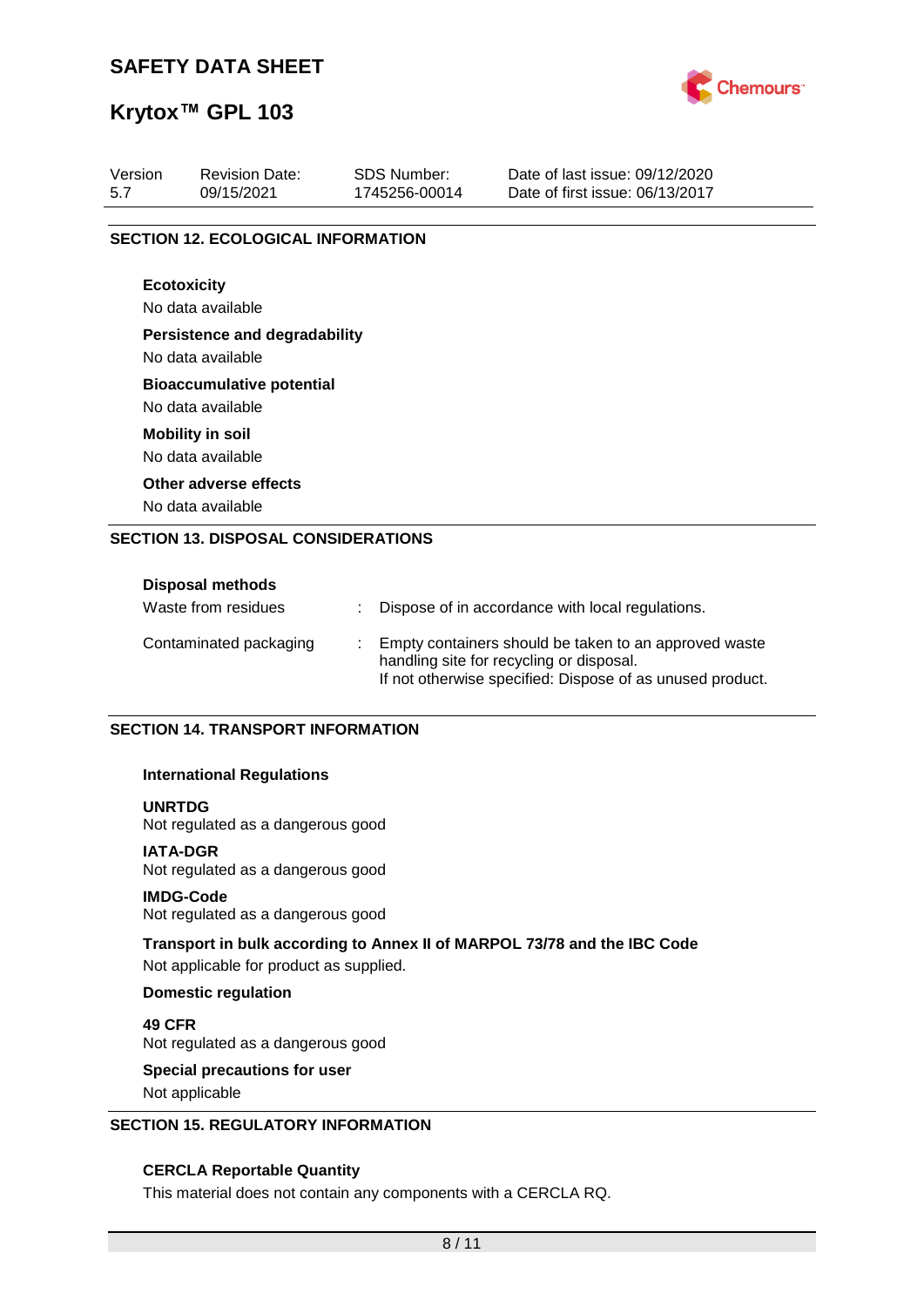## SECTION 12. ECOLOGICAL INFORMATION

**Ecotoxicity**

No data available

**Persistence and degradability**

No data available

**Bioaccumulative potential**

No data available

**Mobility in soil**

No data available

**Other adverse effects**

No data available

## SECTION 13. DISPOSAL CONSIDERATIONS

**Disposal methods**

| | | |
|---|---|---|
| Waste from residues | : | Dispose of in accordance with local regulations. |
| Contaminated packaging | : | Empty containers should be taken to an approved waste handling site for recycling or disposal. If not otherwise specified: Dispose of as unused product. |

## SECTION 14. TRANSPORT INFORMATION

**International Regulations**

**UNRTDG**
Not regulated as a dangerous good

**IATA-DGR**
Not regulated as a dangerous good

**IMDG-Code**
Not regulated as a dangerous good

**Transport in bulk according to Annex II of MARPOL 73/78 and the IBC Code**

Not applicable for product as supplied.

**Domestic regulation**

**49 CFR**
Not regulated as a dangerous good

**Special precautions for user**

Not applicable

## SECTION 15. REGULATORY INFORMATION

**CERCLA Reportable Quantity**

This material does not contain any components with a CERCLA RQ.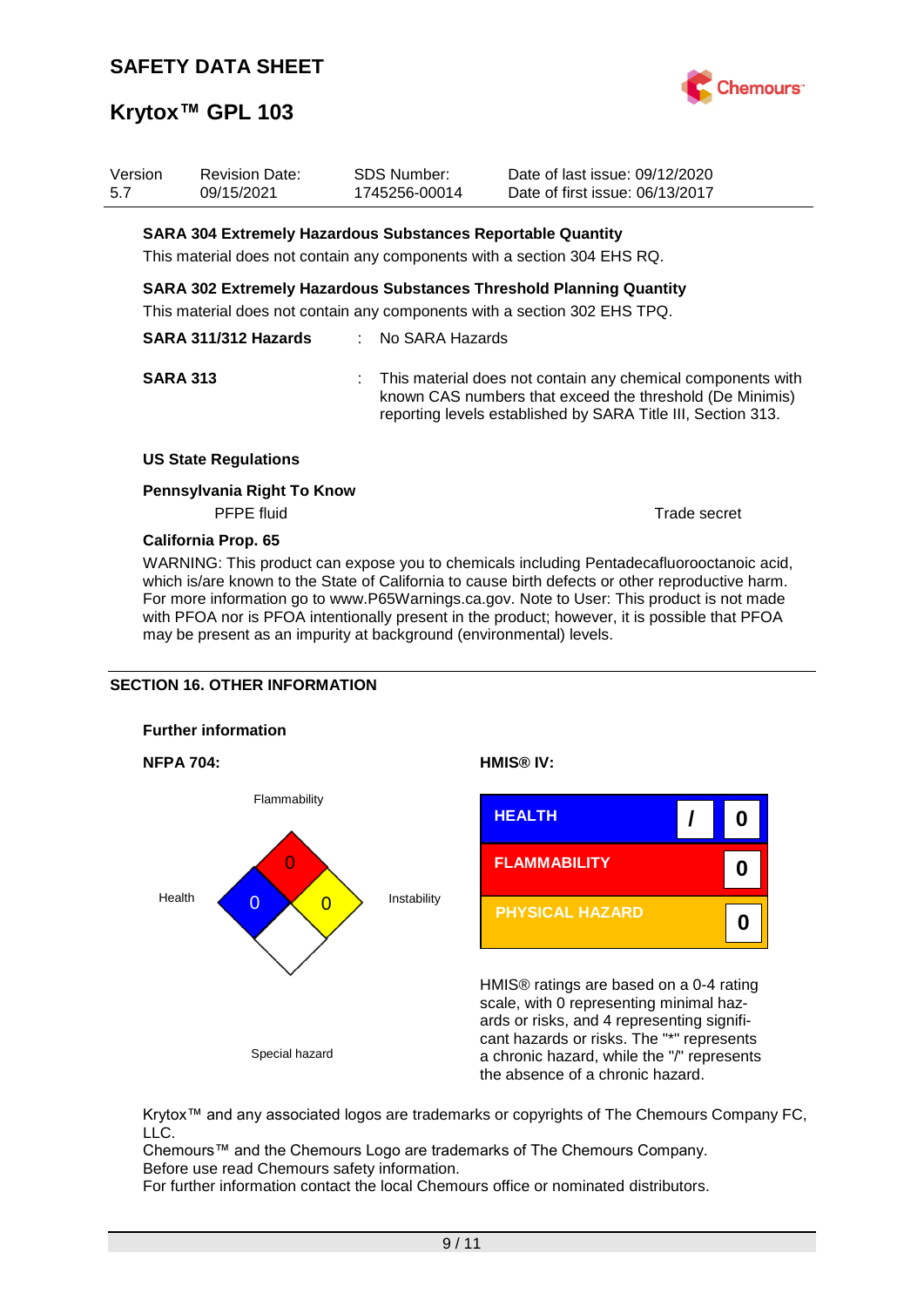| Version | Revision Date: | SDS Number: | Date of last issue: 09/12/2020 |
| --- | --- | --- | --- |
| 5.7 | 09/15/2021 | 1745256-00014 | Date of first issue: 06/13/2017 |

**SARA 304 Extremely Hazardous Substances Reportable Quantity**

This material does not contain any components with a section 304 EHS RQ.

**SARA 302 Extremely Hazardous Substances Threshold Planning Quantity**

This material does not contain any components with a section 302 EHS TPQ.

**SARA 311/312 Hazards** : No SARA Hazards

**SARA 313** : This material does not contain any chemical components with known CAS numbers that exceed the threshold (De Minimis) reporting levels established by SARA Title III, Section 313.

**US State Regulations**

**Pennsylvania Right To Know**

| | |
| --- | --- |
| PFPE fluid | Trade secret |

**California Prop. 65**

WARNING: This product can expose you to chemicals including Pentadecafluorooctanoic acid, which is/are known to the State of California to cause birth defects or other reproductive harm. For more information go to www.P65Warnings.ca.gov. Note to User: This product is not made with PFOA nor is PFOA intentionally present in the product; however, it is possible that PFOA may be present as an impurity at background (environmental) levels.

## SECTION 16. OTHER INFORMATION

**Further information**

**NFPA 704:**

| Flammability | Health | Instability | Special hazard |
| --- | --- | --- | --- |
| 0 | 0 | 0 | |

**HMIS® IV:**

| | | |
| --- | --- | --- |
| HEALTH | / | 0 |
| FLAMMABILITY | | 0 |
| PHYSICAL HAZARD | | 0 |

HMIS® ratings are based on a 0-4 rating scale, with 0 representing minimal hazards or risks, and 4 representing significant hazards or risks. The "*" represents a chronic hazard, while the "/" represents the absence of a chronic hazard.

Krytox™ and any associated logos are trademarks or copyrights of The Chemours Company FC, LLC.
Chemours™ and the Chemours Logo are trademarks of The Chemours Company.
Before use read Chemours safety information.
For further information contact the local Chemours office or nominated distributors.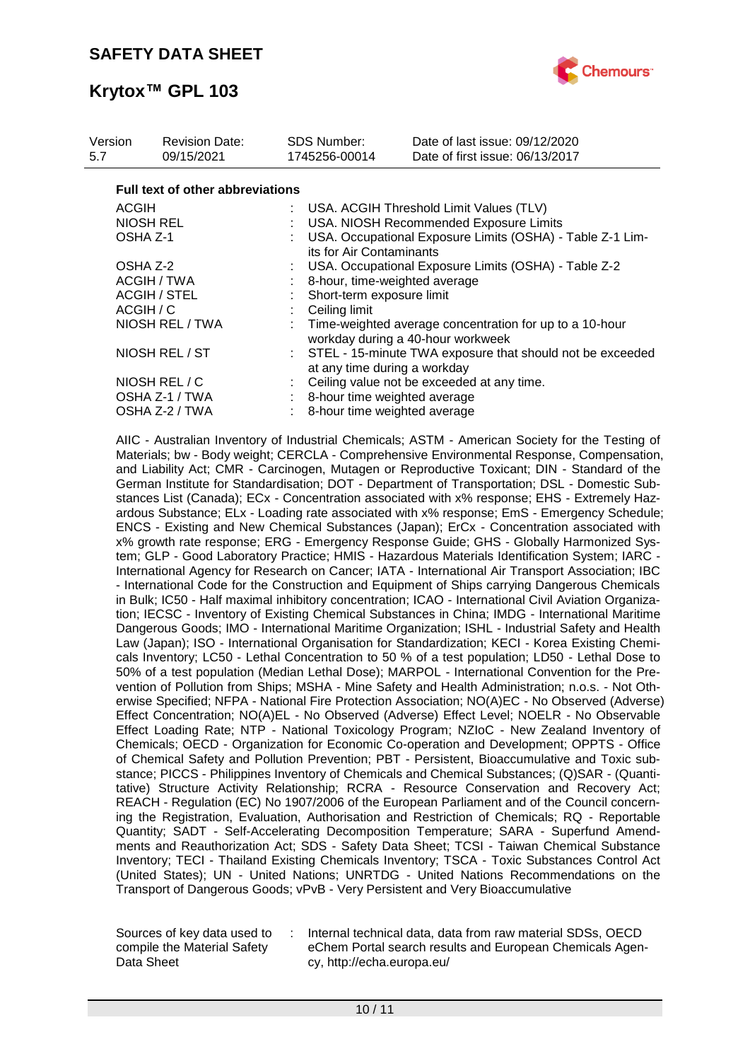| Version | Revision Date: | SDS Number: | Date of last issue: 09/12/2020 |
|---|---|---|---|
| 5.7 | 09/15/2021 | 1745256-00014 | Date of first issue: 06/13/2017 |

**Full text of other abbreviations**

| | | |
|---|---|---|
| ACGIH | : | USA. ACGIH Threshold Limit Values (TLV) |
| NIOSH REL | : | USA. NIOSH Recommended Exposure Limits |
| OSHA Z-1 | : | USA. Occupational Exposure Limits (OSHA) - Table Z-1 Limits for Air Contaminants |
| OSHA Z-2 | : | USA. Occupational Exposure Limits (OSHA) - Table Z-2 |
| ACGIH / TWA | : | 8-hour, time-weighted average |
| ACGIH / STEL | : | Short-term exposure limit |
| ACGIH / C | : | Ceiling limit |
| NIOSH REL / TWA | : | Time-weighted average concentration for up to a 10-hour workday during a 40-hour workweek |
| NIOSH REL / ST | : | STEL - 15-minute TWA exposure that should not be exceeded at any time during a workday |
| NIOSH REL / C | : | Ceiling value not be exceeded at any time. |
| OSHA Z-1 / TWA | : | 8-hour time weighted average |
| OSHA Z-2 / TWA | : | 8-hour time weighted average |

AIIC - Australian Inventory of Industrial Chemicals; ASTM - American Society for the Testing of Materials; bw - Body weight; CERCLA - Comprehensive Environmental Response, Compensation, and Liability Act; CMR - Carcinogen, Mutagen or Reproductive Toxicant; DIN - Standard of the German Institute for Standardisation; DOT - Department of Transportation; DSL - Domestic Substances List (Canada); ECx - Concentration associated with x% response; EHS - Extremely Hazardous Substance; ELx - Loading rate associated with x% response; EmS - Emergency Schedule; ENCS - Existing and New Chemical Substances (Japan); ErCx - Concentration associated with x% growth rate response; ERG - Emergency Response Guide; GHS - Globally Harmonized System; GLP - Good Laboratory Practice; HMIS - Hazardous Materials Identification System; IARC - International Agency for Research on Cancer; IATA - International Air Transport Association; IBC - International Code for the Construction and Equipment of Ships carrying Dangerous Chemicals in Bulk; IC50 - Half maximal inhibitory concentration; ICAO - International Civil Aviation Organization; IECSC - Inventory of Existing Chemical Substances in China; IMDG - International Maritime Dangerous Goods; IMO - International Maritime Organization; ISHL - Industrial Safety and Health Law (Japan); ISO - International Organisation for Standardization; KECI - Korea Existing Chemicals Inventory; LC50 - Lethal Concentration to 50 % of a test population; LD50 - Lethal Dose to 50% of a test population (Median Lethal Dose); MARPOL - International Convention for the Prevention of Pollution from Ships; MSHA - Mine Safety and Health Administration; n.o.s. - Not Otherwise Specified; NFPA - National Fire Protection Association; NO(A)EC - No Observed (Adverse) Effect Concentration; NO(A)EL - No Observed (Adverse) Effect Level; NOELR - No Observable Effect Loading Rate; NTP - National Toxicology Program; NZIoC - New Zealand Inventory of Chemicals; OECD - Organization for Economic Co-operation and Development; OPPTS - Office of Chemical Safety and Pollution Prevention; PBT - Persistent, Bioaccumulative and Toxic substance; PICCS - Philippines Inventory of Chemicals and Chemical Substances; (Q)SAR - (Quantitative) Structure Activity Relationship; RCRA - Resource Conservation and Recovery Act; REACH - Regulation (EC) No 1907/2006 of the European Parliament and of the Council concerning the Registration, Evaluation, Authorisation and Restriction of Chemicals; RQ - Reportable Quantity; SADT - Self-Accelerating Decomposition Temperature; SARA - Superfund Amendments and Reauthorization Act; SDS - Safety Data Sheet; TCSI - Taiwan Chemical Substance Inventory; TECI - Thailand Existing Chemicals Inventory; TSCA - Toxic Substances Control Act (United States); UN - United Nations; UNRTDG - United Nations Recommendations on the Transport of Dangerous Goods; vPvB - Very Persistent and Very Bioaccumulative

| | | |
|---|---|---|
| Sources of key data used to compile the Material Safety Data Sheet | : | Internal technical data, data from raw material SDSs, OECD eChem Portal search results and European Chemicals Agency, http://echa.europa.eu/ |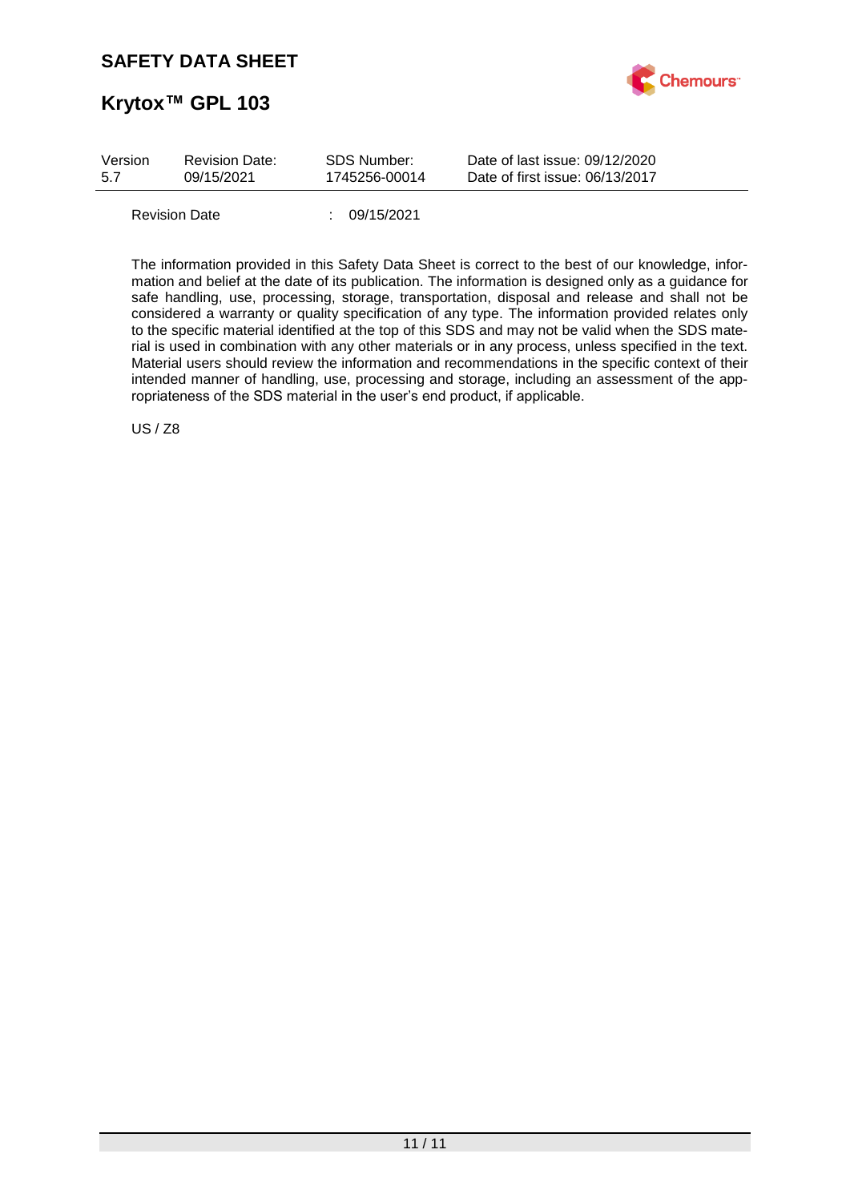Revision Date : 09/15/2021

The information provided in this Safety Data Sheet is correct to the best of our knowledge, information and belief at the date of its publication. The information is designed only as a guidance for safe handling, use, processing, storage, transportation, disposal and release and shall not be considered a warranty or quality specification of any type. The information provided relates only to the specific material identified at the top of this SDS and may not be valid when the SDS material is used in combination with any other materials or in any process, unless specified in the text. Material users should review the information and recommendations in the specific context of their intended manner of handling, use, processing and storage, including an assessment of the appropriateness of the SDS material in the user's end product, if applicable.

US / Z8